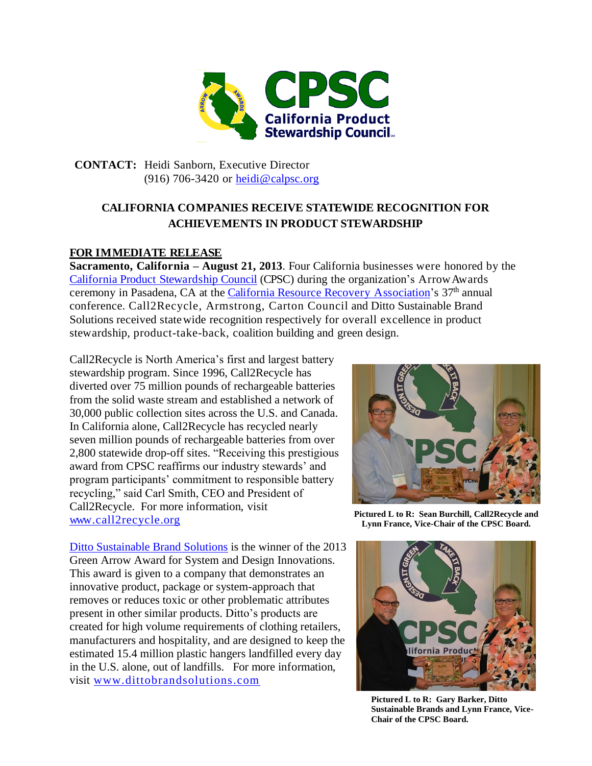**CONTACT:** Heidi Sanborn, Executive Director
(916) 706-3420 or heidi@calpsc.org

## CALIFORNIA COMPANIES RECEIVE STATEWIDE RECOGNITION FOR ACHIEVEMENTS IN PRODUCT STEWARDSHIP

**FOR IMMEDIATE RELEASE**

**Sacramento, California – August 21, 2013**. Four California businesses were honored by the California Product Stewardship Council (CPSC) during the organization's Arrow Awards ceremony in Pasadena, CA at the California Resource Recovery Association's 37th annual conference. Call2Recycle, Armstrong, Carton Council and Ditto Sustainable Brand Solutions received statewide recognition respectively for overall excellence in product stewardship, product-take-back, coalition building and green design.

Call2Recycle is North America's first and largest battery stewardship program. Since 1996, Call2Recycle has diverted over 75 million pounds of rechargeable batteries from the solid waste stream and established a network of 30,000 public collection sites across the U.S. and Canada. In California alone, Call2Recycle has recycled nearly seven million pounds of rechargeable batteries from over 2,800 statewide drop-off sites. "Receiving this prestigious award from CPSC reaffirms our industry stewards' and program participants' commitment to responsible battery recycling," said Carl Smith, CEO and President of Call2Recycle. For more information, visit www.call2recycle.org

**Pictured L to R: Sean Burchill, Call2Recycle and Lynn France, Vice-Chair of the CPSC Board.**

Ditto Sustainable Brand Solutions is the winner of the 2013 Green Arrow Award for System and Design Innovations. This award is given to a company that demonstrates an innovative product, package or system-approach that removes or reduces toxic or other problematic attributes present in other similar products. Ditto's products are created for high volume requirements of clothing retailers, manufacturers and hospitality, and are designed to keep the estimated 15.4 million plastic hangers landfilled every day in the U.S. alone, out of landfills. For more information, visit www.dittobrandsolutions.com

**Pictured L to R: Gary Barker, Ditto Sustainable Brands and Lynn France, Vice-Chair of the CPSC Board.**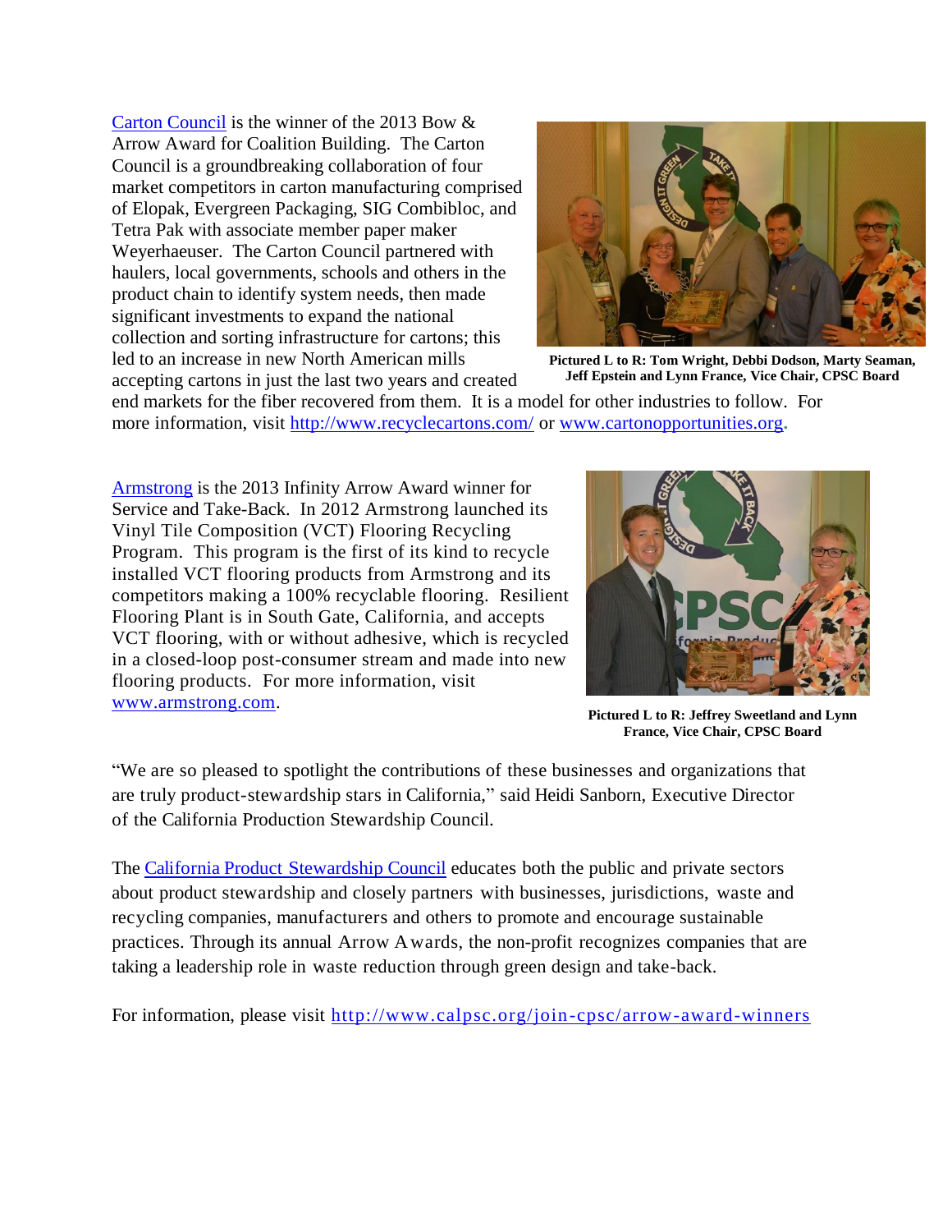[Carton Council](http://www.recyclecartons.com/) is the winner of the 2013 Bow & Arrow Award for Coalition Building. The Carton Council is a groundbreaking collaboration of four market competitors in carton manufacturing comprised of Elopak, Evergreen Packaging, SIG Combibloc, and Tetra Pak with associate member paper maker Weyerhaeuser. The Carton Council partnered with haulers, local governments, schools and others in the product chain to identify system needs, then made significant investments to expand the national collection and sorting infrastructure for cartons; this led to an increase in new North American mills accepting cartons in just the last two years and created end markets for the fiber recovered from them. It is a model for other industries to follow. For more information, visit http://www.recyclecartons.com/ or www.cartonopportunities.org.

**Pictured L to R: Tom Wright, Debbi Dodson, Marty Seaman, Jeff Epstein and Lynn France, Vice Chair, CPSC Board**

[Armstrong](http://www.armstrong.com) is the 2013 Infinity Arrow Award winner for Service and Take-Back. In 2012 Armstrong launched its Vinyl Tile Composition (VCT) Flooring Recycling Program. This program is the first of its kind to recycle installed VCT flooring products from Armstrong and its competitors making a 100% recyclable flooring. Resilient Flooring Plant is in South Gate, California, and accepts VCT flooring, with or without adhesive, which is recycled in a closed-loop post-consumer stream and made into new flooring products. For more information, visit www.armstrong.com.

**Pictured L to R: Jeffrey Sweetland and Lynn France, Vice Chair, CPSC Board**

"We are so pleased to spotlight the contributions of these businesses and organizations that are truly product-stewardship stars in California," said Heidi Sanborn, Executive Director of the California Production Stewardship Council.

The [California Product Stewardship Council](http://www.calpsc.org) educates both the public and private sectors about product stewardship and closely partners with businesses, jurisdictions, waste and recycling companies, manufacturers and others to promote and encourage sustainable practices. Through its annual Arrow Awards, the non-profit recognizes companies that are taking a leadership role in waste reduction through green design and take-back.

For information, please visit http://www.calpsc.org/join-cpsc/arrow-award-winners